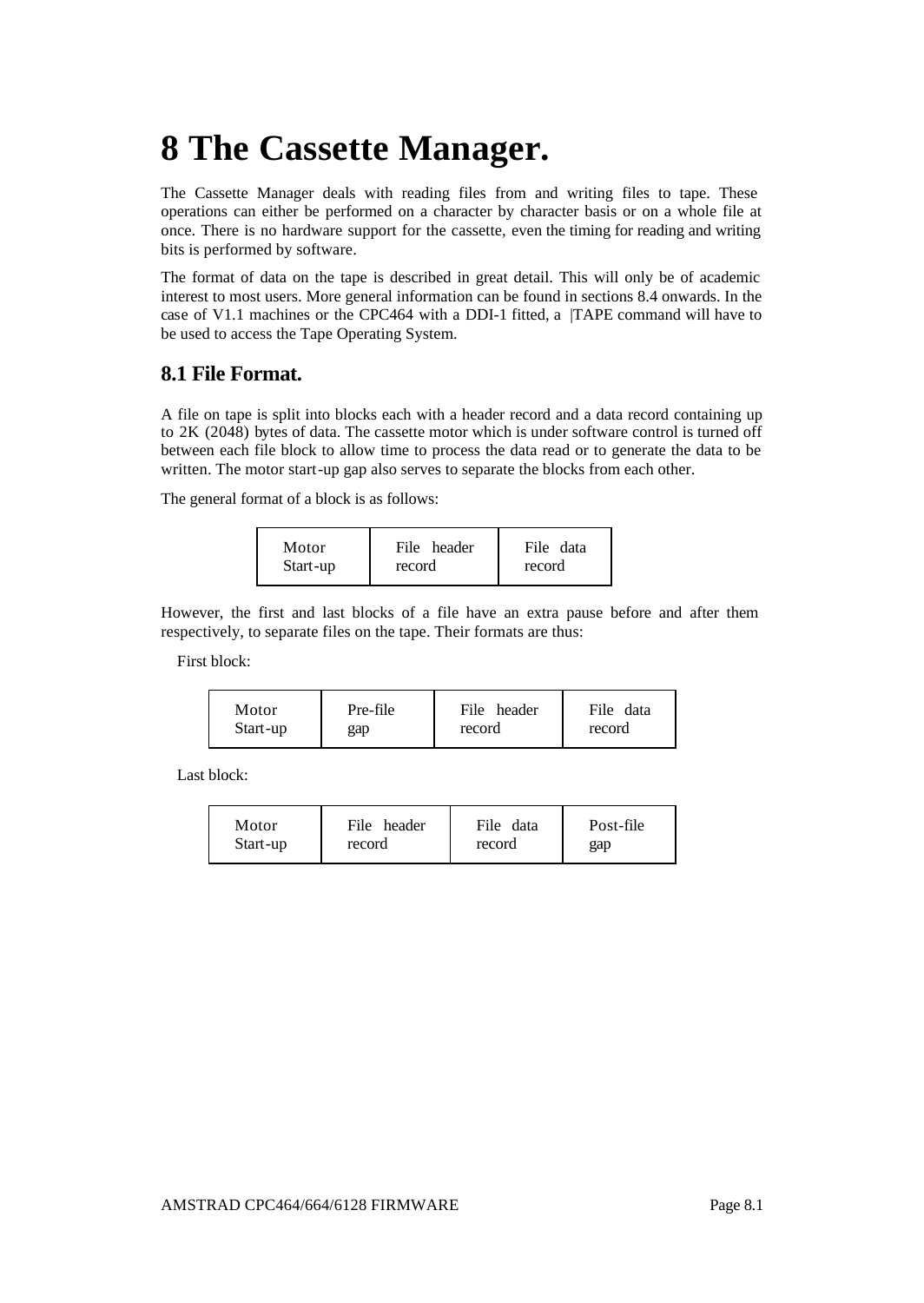# 8 The Cassette Manager.

The Cassette Manager deals with reading files from and writing files to tape. These operations can either be performed on a character by character basis or on a whole file at once. There is no hardware support for the cassette, even the timing for reading and writing bits is performed by software.

The format of data on the tape is described in great detail. This will only be of academic interest to most users. More general information can be found in sections 8.4 onwards. In the case of V1.1 machines or the CPC464 with a DDI-1 fitted, a |TAPE command will have to be used to access the Tape Operating System.

## 8.1 File Format.

A file on tape is split into blocks each with a header record and a data record containing up to 2K (2048) bytes of data. The cassette motor which is under software control is turned off between each file block to allow time to process the data read or to generate the data to be written. The motor start-up gap also serves to separate the blocks from each other.

The general format of a block is as follows:

| Motor Start-up | File header record | File data record |
|---|---|---|

However, the first and last blocks of a file have an extra pause before and after them respectively, to separate files on the tape. Their formats are thus:

First block:

| Motor Start-up | Pre-file gap | File header record | File data record |
|---|---|---|---|

Last block:

| Motor Start-up | File header record | File data record | Post-file gap |
|---|---|---|---|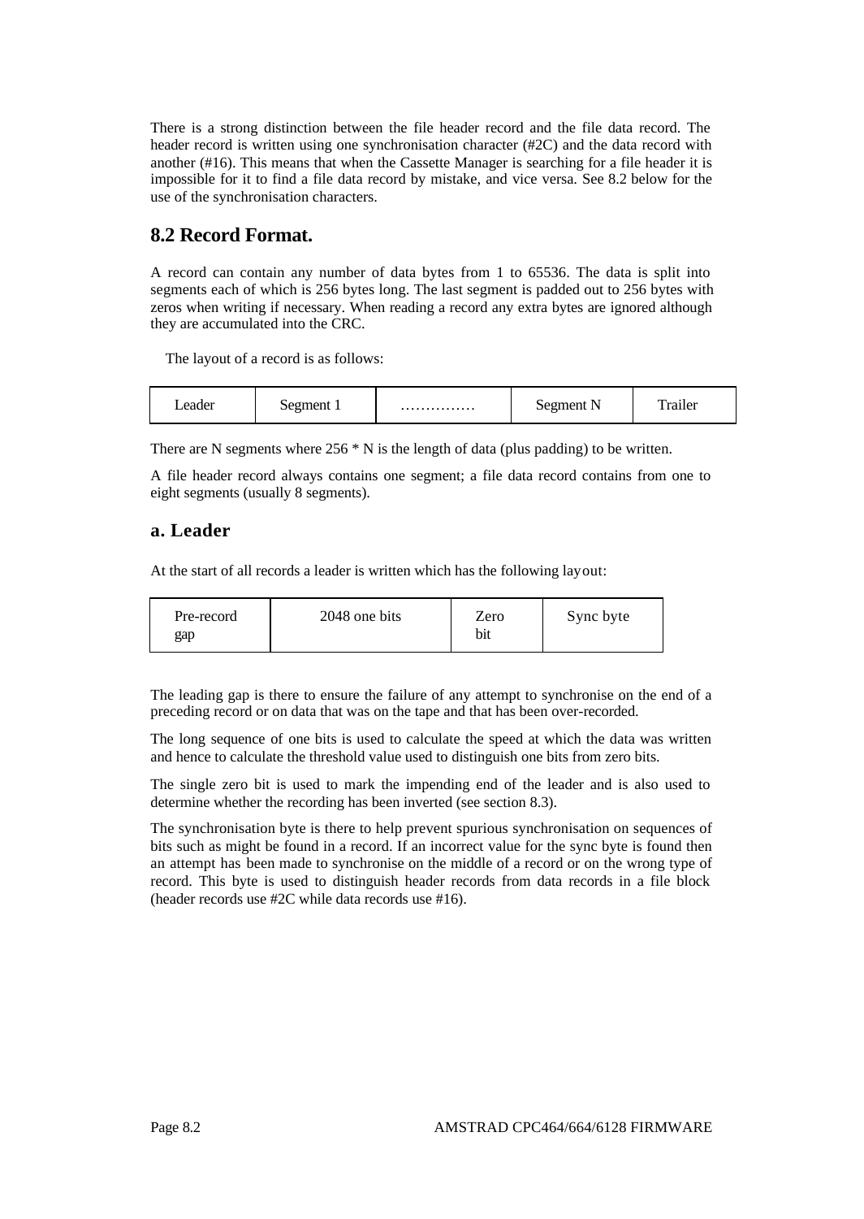There is a strong distinction between the file header record and the file data record. The header record is written using one synchronisation character (#2C) and the data record with another (#16). This means that when the Cassette Manager is searching for a file header it is impossible for it to find a file data record by mistake, and vice versa. See 8.2 below for the use of the synchronisation characters.

## 8.2 Record Format.

A record can contain any number of data bytes from 1 to 65536. The data is split into segments each of which is 256 bytes long. The last segment is padded out to 256 bytes with zeros when writing if necessary. When reading a record any extra bytes are ignored although they are accumulated into the CRC.

The layout of a record is as follows:

| Leader | Segment 1 | .............. | Segment N | Trailer |
|---|---|---|---|---|

There are N segments where 256 * N is the length of data (plus padding) to be written.

A file header record always contains one segment; a file data record contains from one to eight segments (usually 8 segments).

### a. Leader

At the start of all records a leader is written which has the following layout:

| Pre-record gap | 2048 one bits | Zero bit | Sync byte |
|---|---|---|---|

The leading gap is there to ensure the failure of any attempt to synchronise on the end of a preceding record or on data that was on the tape and that has been over-recorded.

The long sequence of one bits is used to calculate the speed at which the data was written and hence to calculate the threshold value used to distinguish one bits from zero bits.

The single zero bit is used to mark the impending end of the leader and is also used to determine whether the recording has been inverted (see section 8.3).

The synchronisation byte is there to help prevent spurious synchronisation on sequences of bits such as might be found in a record. If an incorrect value for the sync byte is found then an attempt has been made to synchronise on the middle of a record or on the wrong type of record. This byte is used to distinguish header records from data records in a file block (header records use #2C while data records use #16).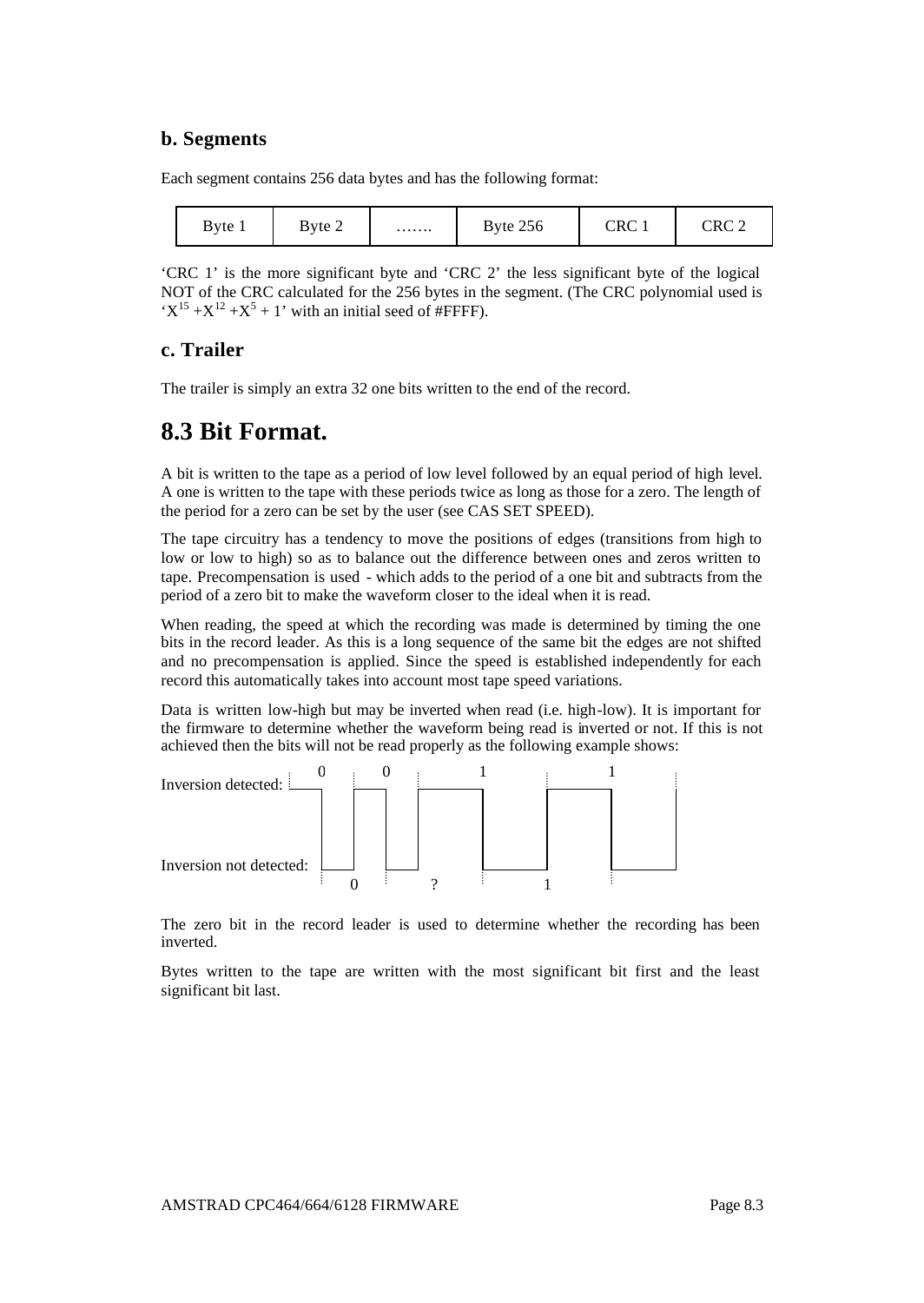### b. Segments

Each segment contains 256 data bytes and has the following format:

| Byte 1 | Byte 2 | ……. | Byte 256 | CRC 1 | CRC 2 |
|---|---|---|---|---|---|

'CRC 1' is the more significant byte and 'CRC 2' the less significant byte of the logical NOT of the CRC calculated for the 256 bytes in the segment. (The CRC polynomial used is '$X^{15} + X^{12} + X^{5} + 1$' with an initial seed of #FFFF).

### c. Trailer

The trailer is simply an extra 32 one bits written to the end of the record.

## 8.3 Bit Format.

A bit is written to the tape as a period of low level followed by an equal period of high level. A one is written to the tape with these periods twice as long as those for a zero. The length of the period for a zero can be set by the user (see CAS SET SPEED).

The tape circuitry has a tendency to move the positions of edges (transitions from high to low or low to high) so as to balance out the difference between ones and zeros written to tape. Precompensation is used - which adds to the period of a one bit and subtracts from the period of a zero bit to make the waveform closer to the ideal when it is read.

When reading, the speed at which the recording was made is determined by timing the one bits in the record leader. As this is a long sequence of the same bit the edges are not shifted and no precompensation is applied. Since the speed is established independently for each record this automatically takes into account most tape speed variations.

Data is written low-high but may be inverted when read (i.e. high-low). It is important for the firmware to determine whether the waveform being read is inverted or not. If this is not achieved then the bits will not be read properly as the following example shows:

```
                         0      0          1           1
Inversion detected:   ____    ____    __________  __________
                          |  |    |  |          ||          |
                          |  |    |  |          ||          |
Inversion not detected:   |__|    |__|          |__________|
                            0       ?               1
```

The zero bit in the record leader is used to determine whether the recording has been inverted.

Bytes written to the tape are written with the most significant bit first and the least significant bit last.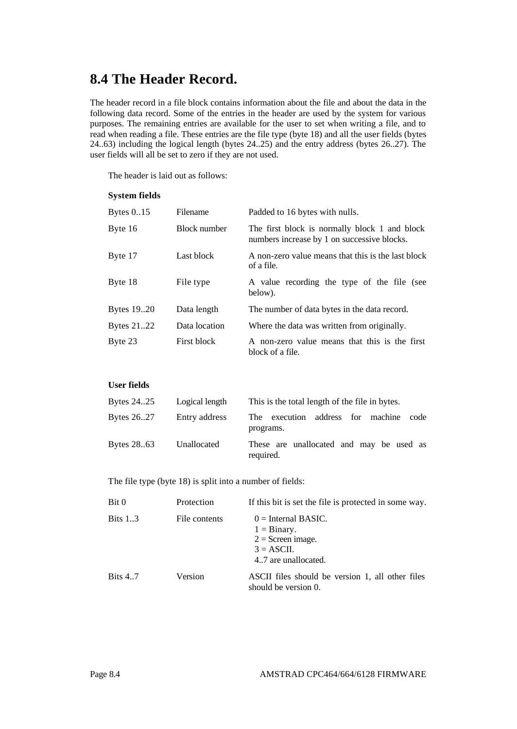## 8.4 The Header Record.

The header record in a file block contains information about the file and about the data in the following data record. Some of the entries in the header are used by the system for various purposes. The remaining entries are available for the user to set when writing a file, and to read when reading a file. These entries are the file type (byte 18) and all the user fields (bytes 24..63) including the logical length (bytes 24..25) and the entry address (bytes 26..27). The user fields will all be set to zero if they are not used.

The header is laid out as follows:

**System fields**

| | | |
|---|---|---|
| Bytes 0..15 | Filename | Padded to 16 bytes with nulls. |
| Byte 16 | Block number | The first block is normally block 1 and block numbers increase by 1 on successive blocks. |
| Byte 17 | Last block | A non-zero value means that this is the last block of a file. |
| Byte 18 | File type | A value recording the type of the file (see below). |
| Bytes 19..20 | Data length | The number of data bytes in the data record. |
| Bytes 21..22 | Data location | Where the data was written from originally. |
| Byte 23 | First block | A non-zero value means that this is the first block of a file. |

**User fields**

| | | |
|---|---|---|
| Bytes 24..25 | Logical length | This is the total length of the file in bytes. |
| Bytes 26..27 | Entry address | The execution address for machine code programs. |
| Bytes 28..63 | Unallocated | These are unallocated and may be used as required. |

The file type (byte 18) is split into a number of fields:

| | | |
|---|---|---|
| Bit 0 | Protection | If this bit is set the file is protected in some way. |
| Bits 1..3 | File contents | 0 = Internal BASIC.<br>1 = Binary.<br>2 = Screen image.<br>3 = ASCII.<br>4..7 are unallocated. |
| Bits 4..7 | Version | ASCII files should be version 1, all other files should be version 0. |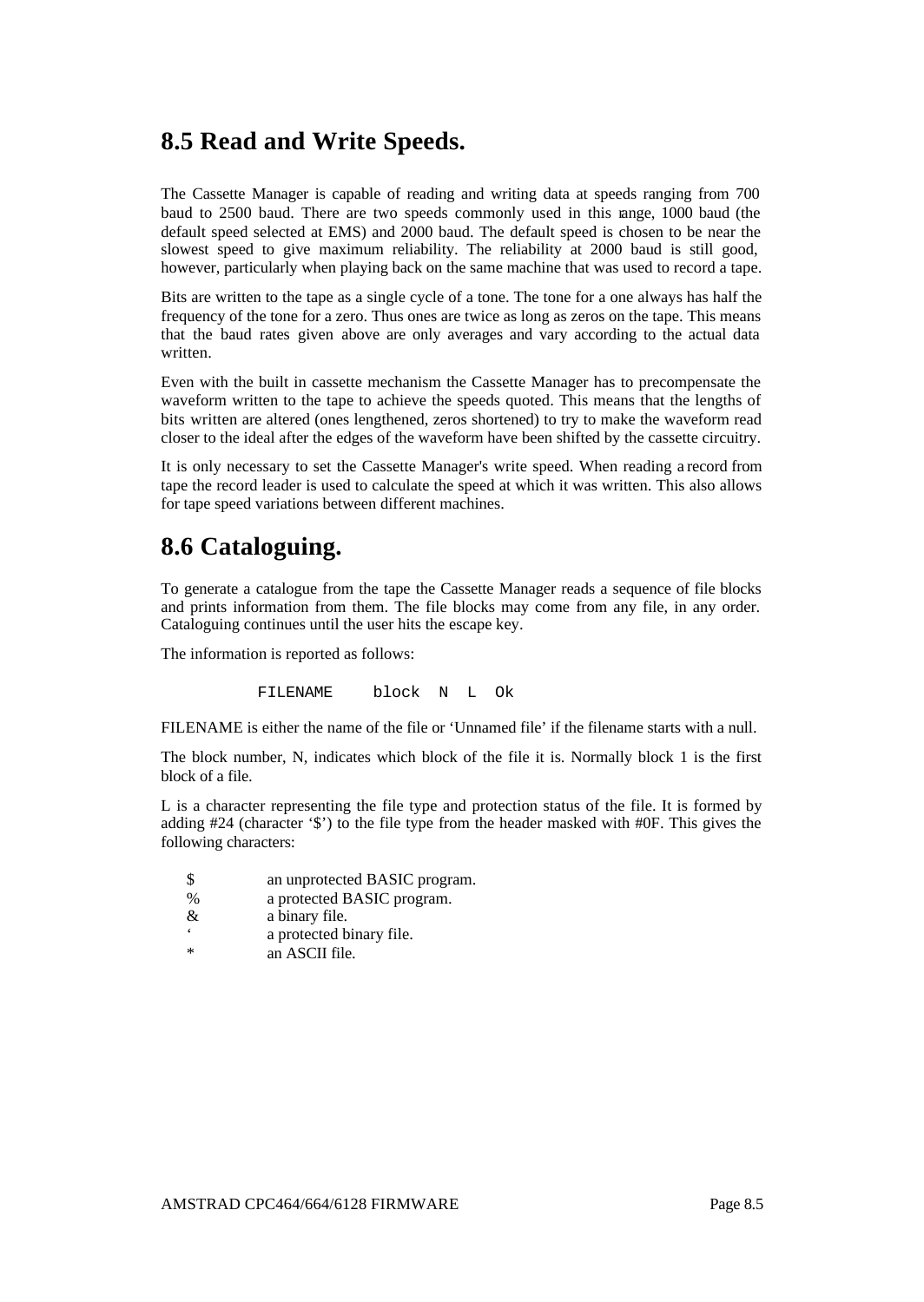## 8.5 Read and Write Speeds.

The Cassette Manager is capable of reading and writing data at speeds ranging from 700 baud to 2500 baud. There are two speeds commonly used in this range, 1000 baud (the default speed selected at EMS) and 2000 baud. The default speed is chosen to be near the slowest speed to give maximum reliability. The reliability at 2000 baud is still good, however, particularly when playing back on the same machine that was used to record a tape.

Bits are written to the tape as a single cycle of a tone. The tone for a one always has half the frequency of the tone for a zero. Thus ones are twice as long as zeros on the tape. This means that the baud rates given above are only averages and vary according to the actual data written.

Even with the built in cassette mechanism the Cassette Manager has to precompensate the waveform written to the tape to achieve the speeds quoted. This means that the lengths of bits written are altered (ones lengthened, zeros shortened) to try to make the waveform read closer to the ideal after the edges of the waveform have been shifted by the cassette circuitry.

It is only necessary to set the Cassette Manager's write speed. When reading a record from tape the record leader is used to calculate the speed at which it was written. This also allows for tape speed variations between different machines.

## 8.6 Cataloguing.

To generate a catalogue from the tape the Cassette Manager reads a sequence of file blocks and prints information from them. The file blocks may come from any file, in any order. Cataloguing continues until the user hits the escape key.

The information is reported as follows:

```
FILENAME    block  N  L  Ok
```

FILENAME is either the name of the file or 'Unnamed file' if the filename starts with a null.

The block number, N, indicates which block of the file it is. Normally block 1 is the first block of a file.

L is a character representing the file type and protection status of the file. It is formed by adding #24 (character '$') to the file type from the header masked with #0F. This gives the following characters:

| | |
|---|---|
| $ | an unprotected BASIC program. |
| % | a protected BASIC program. |
| & | a binary file. |
| ' | a protected binary file. |
| * | an ASCII file. |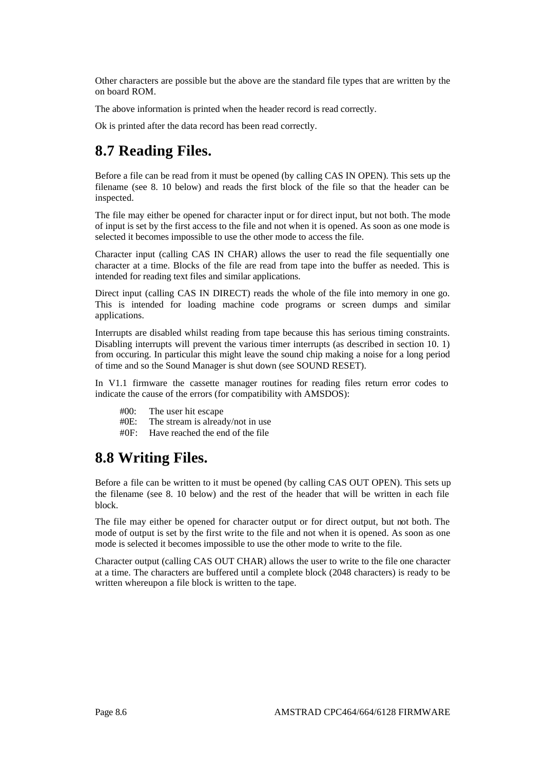Other characters are possible but the above are the standard file types that are written by the on board ROM.

The above information is printed when the header record is read correctly.

Ok is printed after the data record has been read correctly.

## 8.7 Reading Files.

Before a file can be read from it must be opened (by calling CAS IN OPEN). This sets up the filename (see 8. 10 below) and reads the first block of the file so that the header can be inspected.

The file may either be opened for character input or for direct input, but not both. The mode of input is set by the first access to the file and not when it is opened. As soon as one mode is selected it becomes impossible to use the other mode to access the file.

Character input (calling CAS IN CHAR) allows the user to read the file sequentially one character at a time. Blocks of the file are read from tape into the buffer as needed. This is intended for reading text files and similar applications.

Direct input (calling CAS IN DIRECT) reads the whole of the file into memory in one go. This is intended for loading machine code programs or screen dumps and similar applications.

Interrupts are disabled whilst reading from tape because this has serious timing constraints. Disabling interrupts will prevent the various timer interrupts (as described in section 10. 1) from occuring. In particular this might leave the sound chip making a noise for a long period of time and so the Sound Manager is shut down (see SOUND RESET).

In V1.1 firmware the cassette manager routines for reading files return error codes to indicate the cause of the errors (for compatibility with AMSDOS):

- #00: The user hit escape
- #0E: The stream is already/not in use
- #0F: Have reached the end of the file

## 8.8 Writing Files.

Before a file can be written to it must be opened (by calling CAS OUT OPEN). This sets up the filename (see 8. 10 below) and the rest of the header that will be written in each file block.

The file may either be opened for character output or for direct output, but not both. The mode of output is set by the first write to the file and not when it is opened. As soon as one mode is selected it becomes impossible to use the other mode to write to the file.

Character output (calling CAS OUT CHAR) allows the user to write to the file one character at a time. The characters are buffered until a complete block (2048 characters) is ready to be written whereupon a file block is written to the tape.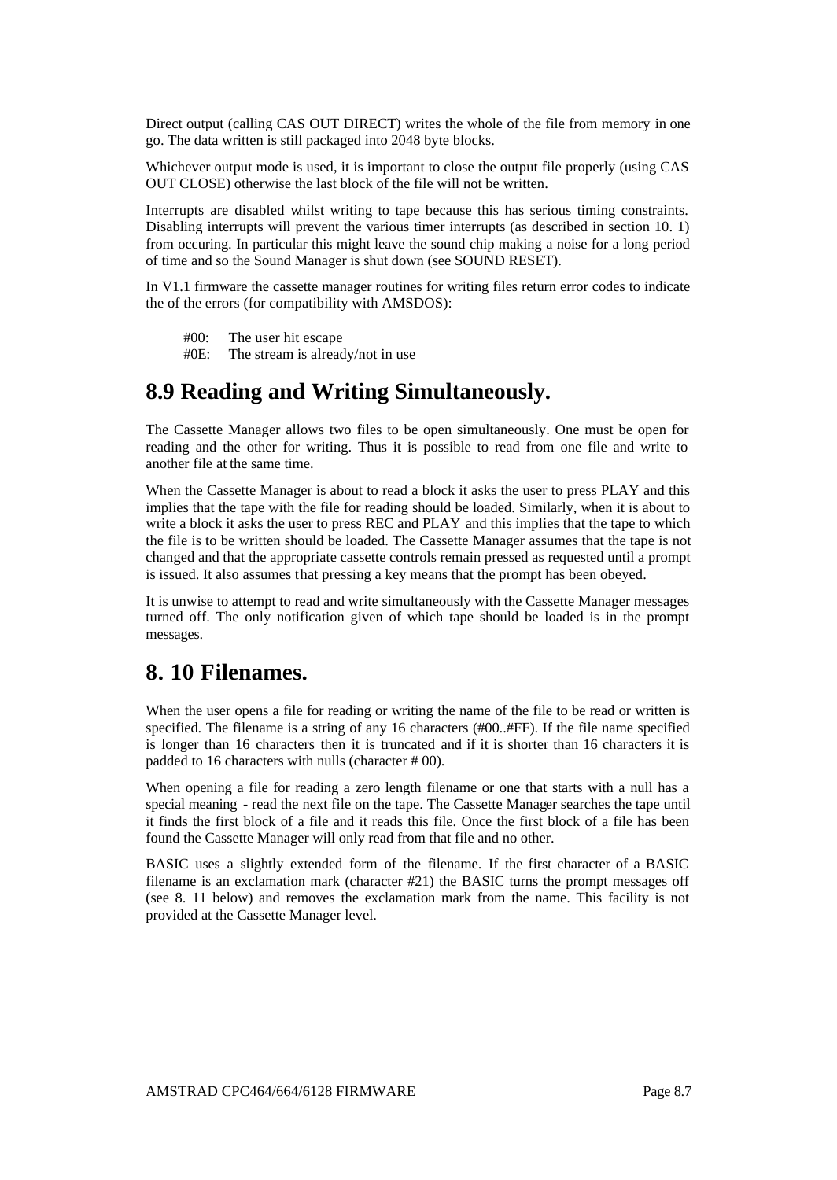Direct output (calling CAS OUT DIRECT) writes the whole of the file from memory in one go. The data written is still packaged into 2048 byte blocks.

Whichever output mode is used, it is important to close the output file properly (using CAS OUT CLOSE) otherwise the last block of the file will not be written.

Interrupts are disabled whilst writing to tape because this has serious timing constraints. Disabling interrupts will prevent the various timer interrupts (as described in section 10. 1) from occuring. In particular this might leave the sound chip making a noise for a long period of time and so the Sound Manager is shut down (see SOUND RESET).

In V1.1 firmware the cassette manager routines for writing files return error codes to indicate the of the errors (for compatibility with AMSDOS):

- #00: The user hit escape
- #0E: The stream is already/not in use

## 8.9 Reading and Writing Simultaneously.

The Cassette Manager allows two files to be open simultaneously. One must be open for reading and the other for writing. Thus it is possible to read from one file and write to another file at the same time.

When the Cassette Manager is about to read a block it asks the user to press PLAY and this implies that the tape with the file for reading should be loaded. Similarly, when it is about to write a block it asks the user to press REC and PLAY and this implies that the tape to which the file is to be written should be loaded. The Cassette Manager assumes that the tape is not changed and that the appropriate cassette controls remain pressed as requested until a prompt is issued. It also assumes that pressing a key means that the prompt has been obeyed.

It is unwise to attempt to read and write simultaneously with the Cassette Manager messages turned off. The only notification given of which tape should be loaded is in the prompt messages.

## 8. 10 Filenames.

When the user opens a file for reading or writing the name of the file to be read or written is specified. The filename is a string of any 16 characters (#00..#FF). If the file name specified is longer than 16 characters then it is truncated and if it is shorter than 16 characters it is padded to 16 characters with nulls (character # 00).

When opening a file for reading a zero length filename or one that starts with a null has a special meaning - read the next file on the tape. The Cassette Manager searches the tape until it finds the first block of a file and it reads this file. Once the first block of a file has been found the Cassette Manager will only read from that file and no other.

BASIC uses a slightly extended form of the filename. If the first character of a BASIC filename is an exclamation mark (character #21) the BASIC turns the prompt messages off (see 8. 11 below) and removes the exclamation mark from the name. This facility is not provided at the Cassette Manager level.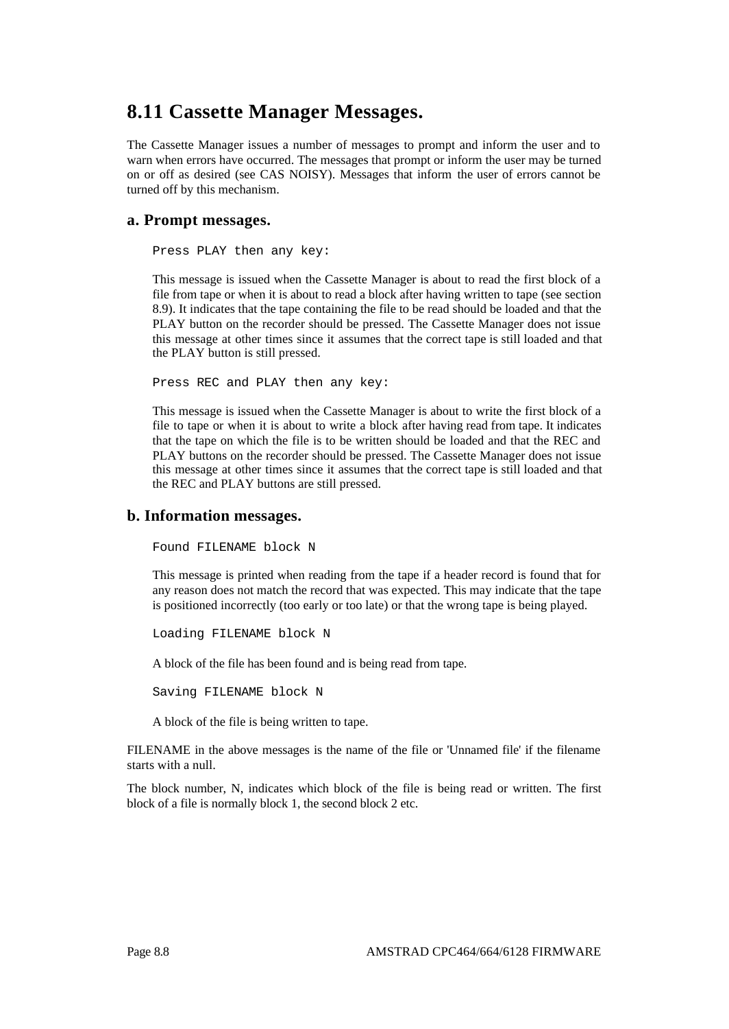# 8.11 Cassette Manager Messages.

The Cassette Manager issues a number of messages to prompt and inform the user and to warn when errors have occurred. The messages that prompt or inform the user may be turned on or off as desired (see CAS NOISY). Messages that inform the user of errors cannot be turned off by this mechanism.

## a. Prompt messages.

```
Press PLAY then any key:
```

This message is issued when the Cassette Manager is about to read the first block of a file from tape or when it is about to read a block after having written to tape (see section 8.9). It indicates that the tape containing the file to be read should be loaded and that the PLAY button on the recorder should be pressed. The Cassette Manager does not issue this message at other times since it assumes that the correct tape is still loaded and that the PLAY button is still pressed.

```
Press REC and PLAY then any key:
```

This message is issued when the Cassette Manager is about to write the first block of a file to tape or when it is about to write a block after having read from tape. It indicates that the tape on which the file is to be written should be loaded and that the REC and PLAY buttons on the recorder should be pressed. The Cassette Manager does not issue this message at other times since it assumes that the correct tape is still loaded and that the REC and PLAY buttons are still pressed.

## b. Information messages.

```
Found FILENAME block N
```

This message is printed when reading from the tape if a header record is found that for any reason does not match the record that was expected. This may indicate that the tape is positioned incorrectly (too early or too late) or that the wrong tape is being played.

```
Loading FILENAME block N
```

A block of the file has been found and is being read from tape.

```
Saving FILENAME block N
```

A block of the file is being written to tape.

FILENAME in the above messages is the name of the file or 'Unnamed file' if the filename starts with a null.

The block number, N, indicates which block of the file is being read or written. The first block of a file is normally block 1, the second block 2 etc.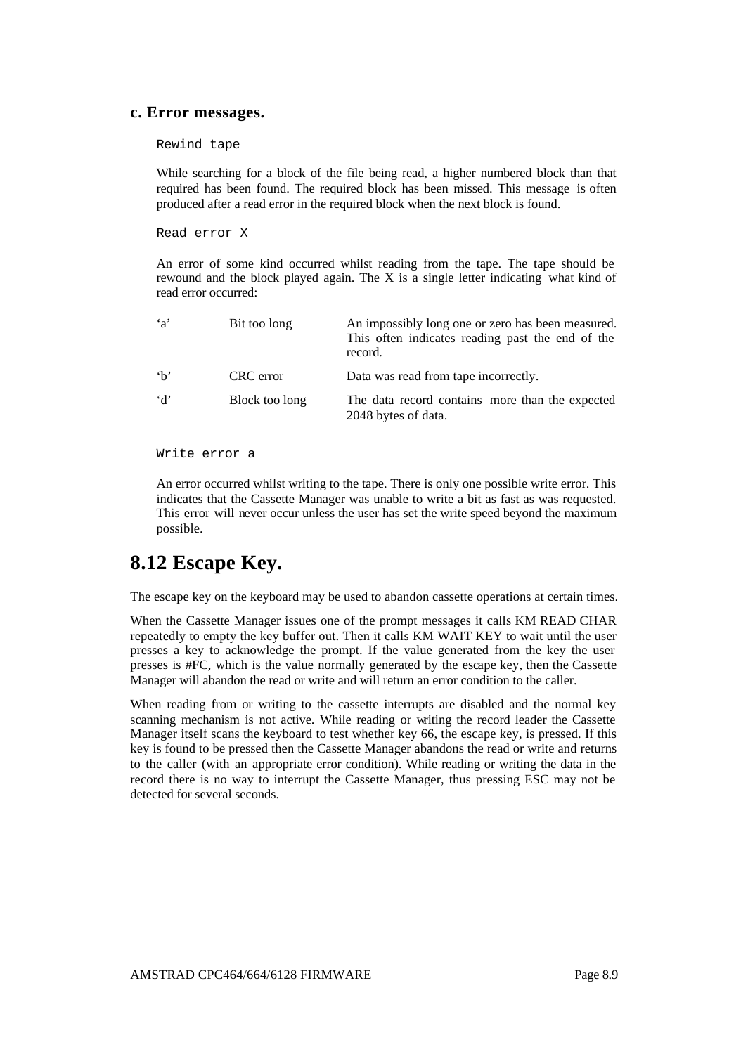### c. Error messages.

```
Rewind tape
```

While searching for a block of the file being read, a higher numbered block than that required has been found. The required block has been missed. This message is often produced after a read error in the required block when the next block is found.

```
Read error X
```

An error of some kind occurred whilst reading from the tape. The tape should be rewound and the block played again. The X is a single letter indicating what kind of read error occurred:

| | | |
|---|---|---|
| 'a' | Bit too long | An impossibly long one or zero has been measured. This often indicates reading past the end of the record. |
| 'b' | CRC error | Data was read from tape incorrectly. |
| 'd' | Block too long | The data record contains more than the expected 2048 bytes of data. |

```
Write error a
```

An error occurred whilst writing to the tape. There is only one possible write error. This indicates that the Cassette Manager was unable to write a bit as fast as was requested. This error will never occur unless the user has set the write speed beyond the maximum possible.

## 8.12 Escape Key.

The escape key on the keyboard may be used to abandon cassette operations at certain times.

When the Cassette Manager issues one of the prompt messages it calls KM READ CHAR repeatedly to empty the key buffer out. Then it calls KM WAIT KEY to wait until the user presses a key to acknowledge the prompt. If the value generated from the key the user presses is #FC, which is the value normally generated by the escape key, then the Cassette Manager will abandon the read or write and will return an error condition to the caller.

When reading from or writing to the cassette interrupts are disabled and the normal key scanning mechanism is not active. While reading or writing the record leader the Cassette Manager itself scans the keyboard to test whether key 66, the escape key, is pressed. If this key is found to be pressed then the Cassette Manager abandons the read or write and returns to the caller (with an appropriate error condition). While reading or writing the data in the record there is no way to interrupt the Cassette Manager, thus pressing ESC may not be detected for several seconds.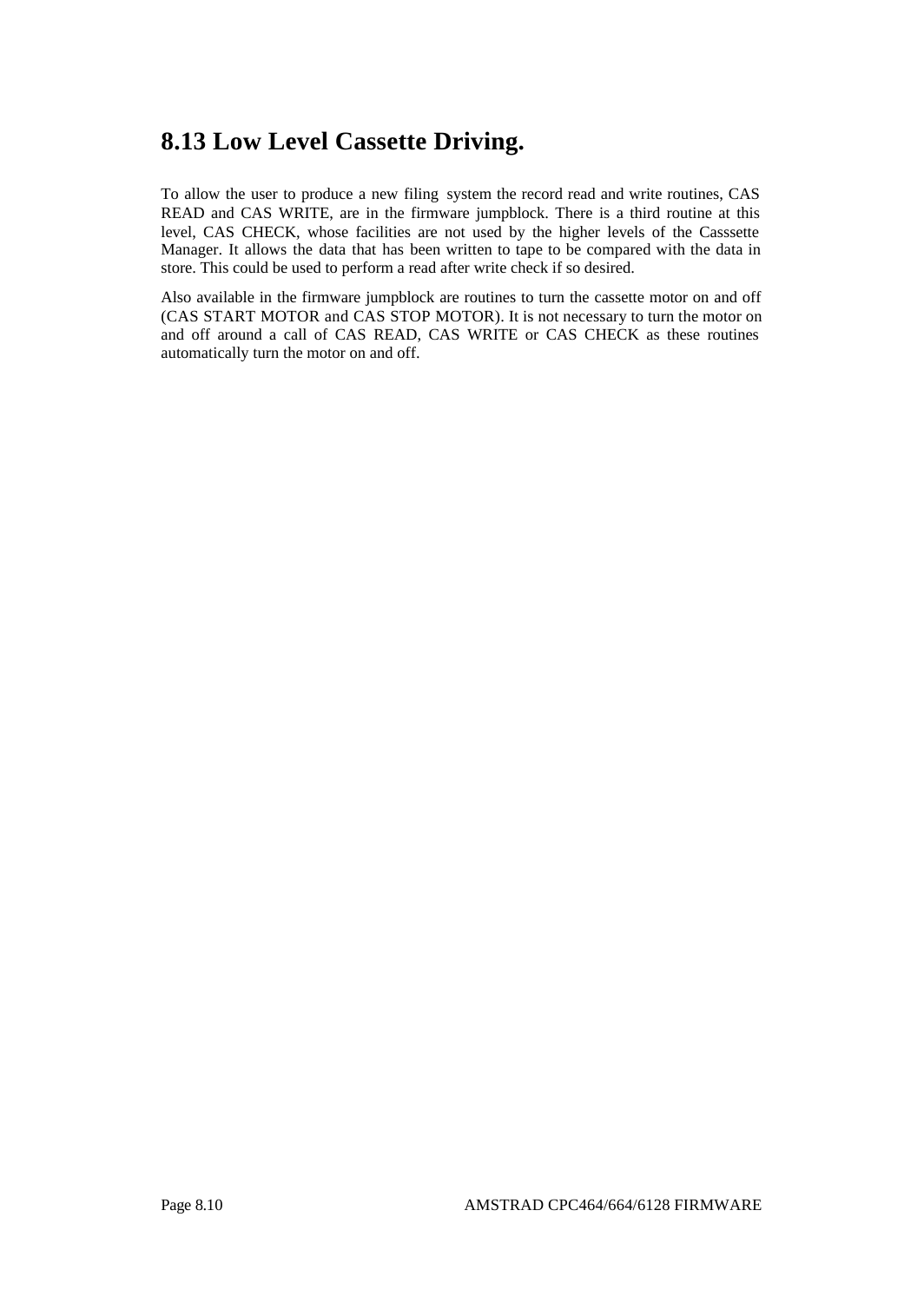# 8.13 Low Level Cassette Driving.

To allow the user to produce a new filing system the record read and write routines, CAS READ and CAS WRITE, are in the firmware jumpblock. There is a third routine at this level, CAS CHECK, whose facilities are not used by the higher levels of the Casssette Manager. It allows the data that has been written to tape to be compared with the data in store. This could be used to perform a read after write check if so desired.

Also available in the firmware jumpblock are routines to turn the cassette motor on and off (CAS START MOTOR and CAS STOP MOTOR). It is not necessary to turn the motor on and off around a call of CAS READ, CAS WRITE or CAS CHECK as these routines automatically turn the motor on and off.